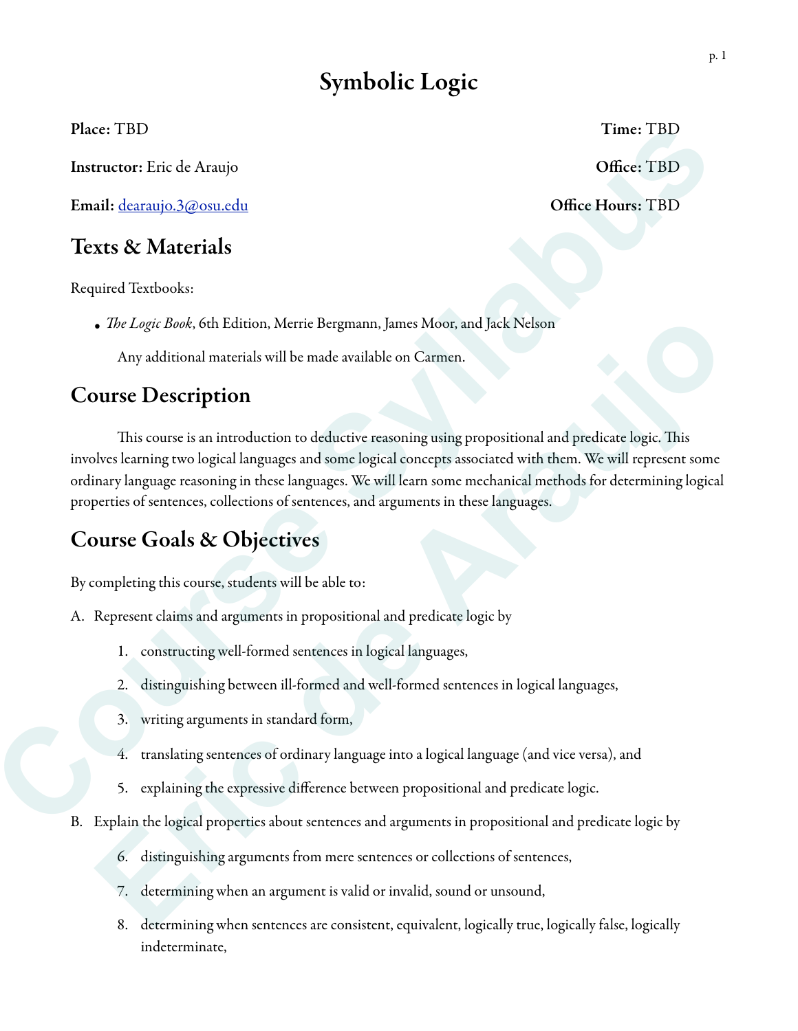# Symbolic Logic

**Place:** TBD **Time:** TBD

**Instructor:** Eric de Araujo **Office:** TBD

**Email:** dearaujo.3@osu.edu **Office Hours:** TBD

## Texts & Materials

Required Textbooks:

- *The Logic Book*, 6th Edition, Merrie Bergmann, James Moor, and Jack Nelson

  Any additional materials will be made available on Carmen.

## Course Description

This course is an introduction to deductive reasoning using propositional and predicate logic. This involves learning two logical languages and some logical concepts associated with them. We will represent some ordinary language reasoning in these languages. We will learn some mechanical methods for determining logical properties of sentences, collections of sentences, and arguments in these languages.

## Course Goals & Objectives

By completing this course, students will be able to:

A. Represent claims and arguments in propositional and predicate logic by

1. constructing well-formed sentences in logical languages,
2. distinguishing between ill-formed and well-formed sentences in logical languages,
3. writing arguments in standard form,
4. translating sentences of ordinary language into a logical language (and vice versa), and
5. explaining the expressive difference between propositional and predicate logic.

B. Explain the logical properties about sentences and arguments in propositional and predicate logic by

6. distinguishing arguments from mere sentences or collections of sentences,
7. determining when an argument is valid or invalid, sound or unsound,
8. determining when sentences are consistent, equivalent, logically true, logically false, logically indeterminate,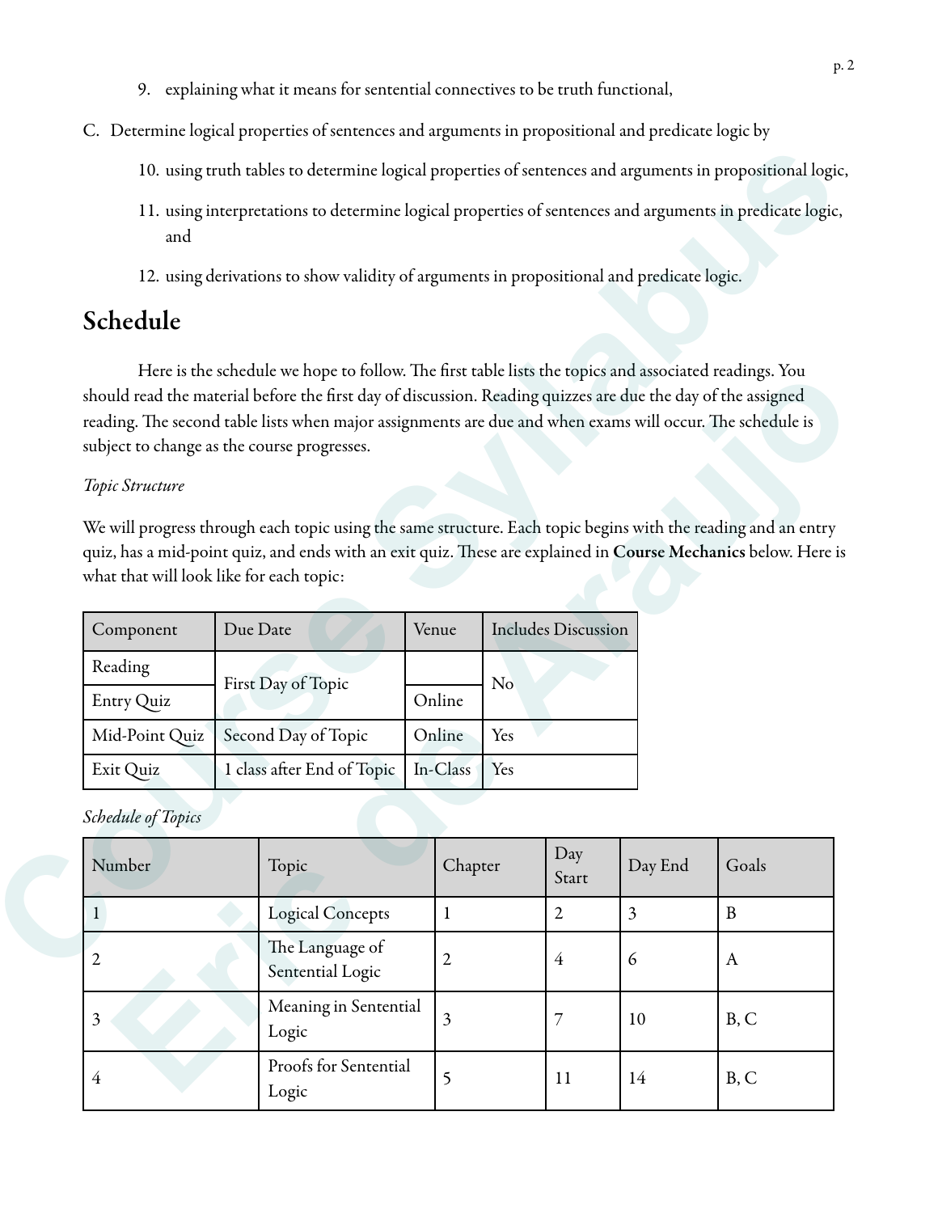9. explaining what it means for sentential connectives to be truth functional,

C. Determine logical properties of sentences and arguments in propositional and predicate logic by

10. using truth tables to determine logical properties of sentences and arguments in propositional logic,

11. using interpretations to determine logical properties of sentences and arguments in predicate logic, and

12. using derivations to show validity of arguments in propositional and predicate logic.

## Schedule

Here is the schedule we hope to follow. The first table lists the topics and associated readings. You should read the material before the first day of discussion. Reading quizzes are due the day of the assigned reading. The second table lists when major assignments are due and when exams will occur. The schedule is subject to change as the course progresses.

*Topic Structure*

We will progress through each topic using the same structure. Each topic begins with the reading and an entry quiz, has a mid-point quiz, and ends with an exit quiz. These are explained in **Course Mechanics** below. Here is what that will look like for each topic:

| Component | Due Date | Venue | Includes Discussion |
|---|---|---|---|
| Reading | First Day of Topic | | No |
| Entry Quiz | | Online | |
| Mid-Point Quiz | Second Day of Topic | Online | Yes |
| Exit Quiz | 1 class after End of Topic | In-Class | Yes |

*Schedule of Topics*

| Number | Topic | Chapter | Day Start | Day End | Goals |
|---|---|---|---|---|---|
| 1 | Logical Concepts | 1 | 2 | 3 | B |
| 2 | The Language of Sentential Logic | 2 | 4 | 6 | A |
| 3 | Meaning in Sentential Logic | 3 | 7 | 10 | B, C |
| 4 | Proofs for Sentential Logic | 5 | 11 | 14 | B, C |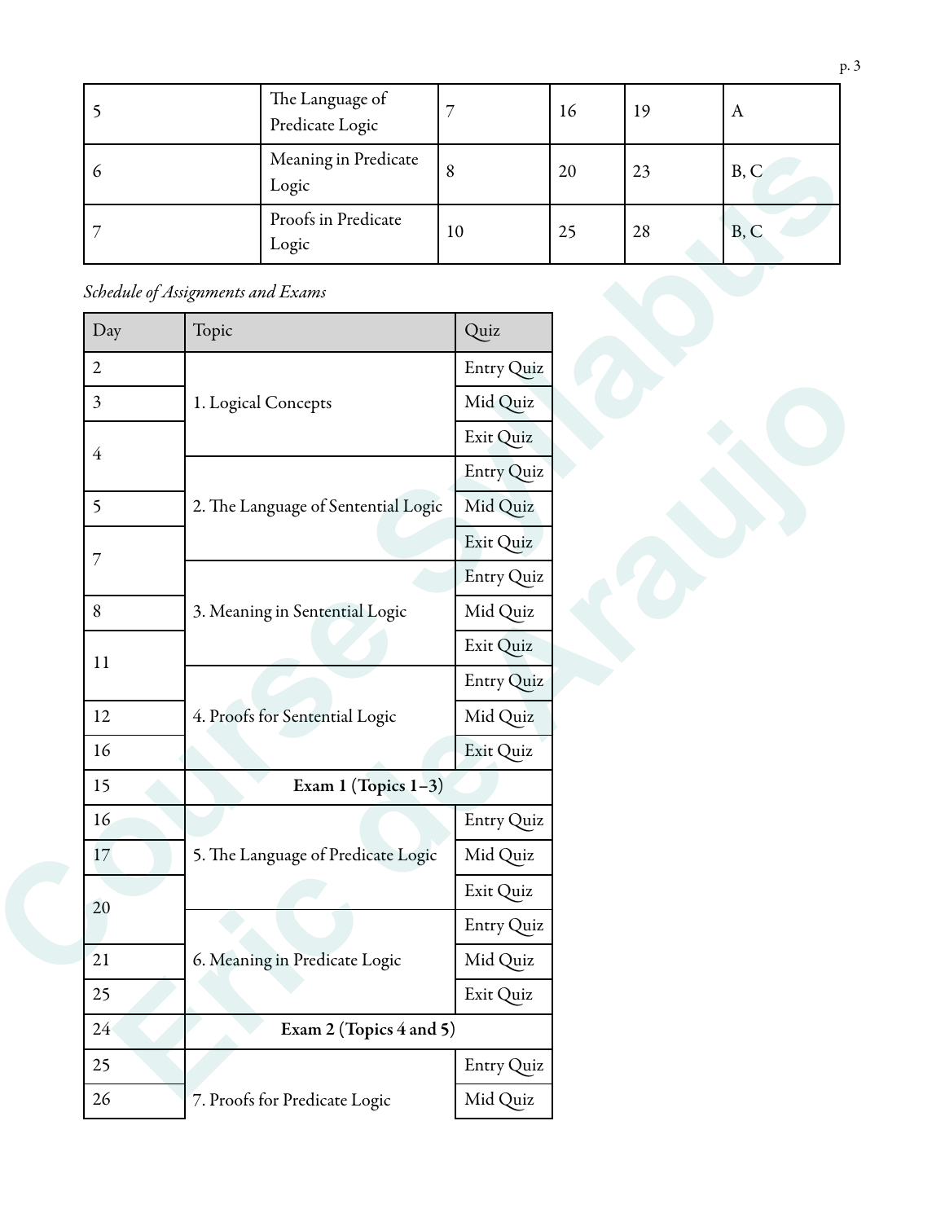| | | | | | |
|---|---|---|---|---|---|
| 5 | The Language of Predicate Logic | 7 | 16 | 19 | A |
| 6 | Meaning in Predicate Logic | 8 | 20 | 23 | B, C |
| 7 | Proofs in Predicate Logic | 10 | 25 | 28 | B, C |

*Schedule of Assignments and Exams*

| Day | Topic | Quiz |
|---|---|---|
| 2 | 1. Logical Concepts | Entry Quiz |
| 3 | | Mid Quiz |
| 4 | | Exit Quiz |
| | 2. The Language of Sentential Logic | Entry Quiz |
| 5 | | Mid Quiz |
| 7 | | Exit Quiz |
| | 3. Meaning in Sentential Logic | Entry Quiz |
| 8 | | Mid Quiz |
| 11 | | Exit Quiz |
| | 4. Proofs for Sentential Logic | Entry Quiz |
| 12 | | Mid Quiz |
| 16 | | Exit Quiz |
| 15 | **Exam 1 (Topics 1–3)** | |
| 16 | 5. The Language of Predicate Logic | Entry Quiz |
| 17 | | Mid Quiz |
| 20 | | Exit Quiz |
| | 6. Meaning in Predicate Logic | Entry Quiz |
| 21 | | Mid Quiz |
| 25 | | Exit Quiz |
| 24 | **Exam 2 (Topics 4 and 5)** | |
| 25 | 7. Proofs for Predicate Logic | Entry Quiz |
| 26 | | Mid Quiz |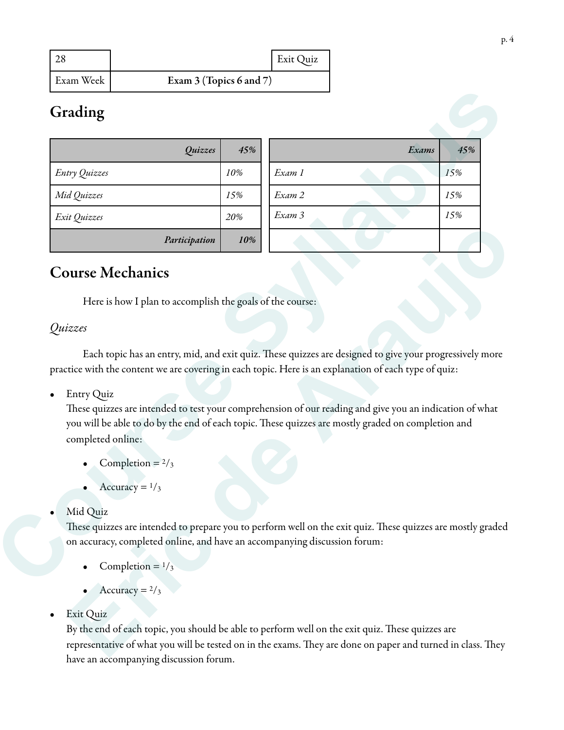| 28 | | Exit Quiz |
|---|---|---|
| Exam Week | **Exam 3 (Topics 6 and 7)** | |

## Grading

| ***Quizzes*** | ***45%*** |
|---|---|
| *Entry Quizzes* | *10%* |
| *Mid Quizzes* | *15%* |
| *Exit Quizzes* | *20%* |
| ***Participation*** | ***10%*** |

| ***Exams*** | ***45%*** |
|---|---|
| *Exam 1* | *15%* |
| *Exam 2* | *15%* |
| *Exam 3* | *15%* |
| | |

## Course Mechanics

Here is how I plan to accomplish the goals of the course:

### *Quizzes*

Each topic has an entry, mid, and exit quiz. These quizzes are designed to give your progressively more practice with the content we are covering in each topic. Here is an explanation of each type of quiz:

- Entry Quiz
  These quizzes are intended to test your comprehension of our reading and give you an indication of what you will be able to do by the end of each topic. These quizzes are mostly graded on completion and completed online:
  - Completion = $^2/_3$
  - Accuracy = $^1/_3$
- Mid Quiz
  These quizzes are intended to prepare you to perform well on the exit quiz. These quizzes are mostly graded on accuracy, completed online, and have an accompanying discussion forum:
  - Completion = $^1/_3$
  - Accuracy = $^2/_3$
- Exit Quiz
  By the end of each topic, you should be able to perform well on the exit quiz. These quizzes are representative of what you will be tested on in the exams. They are done on paper and turned in class. They have an accompanying discussion forum.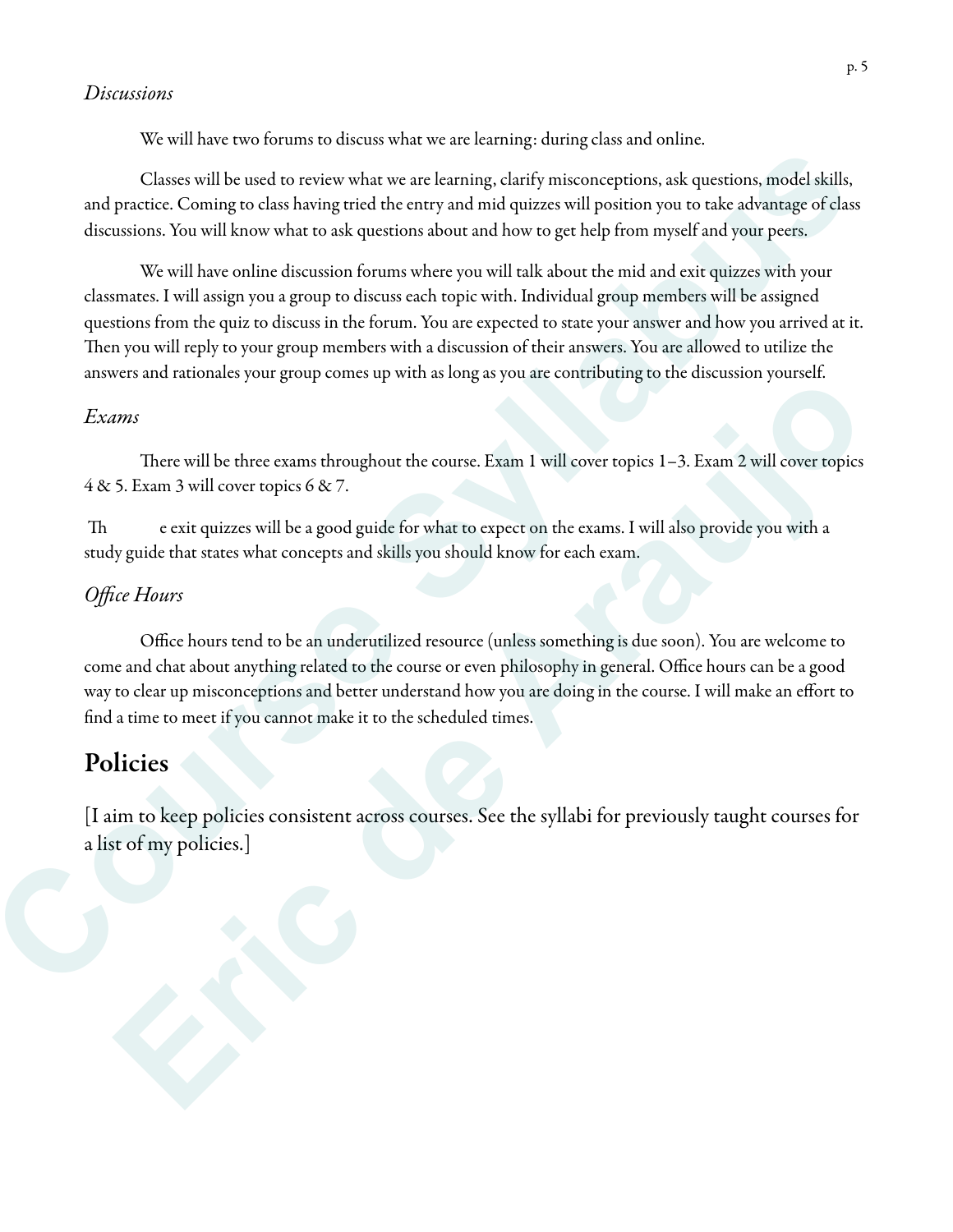*Discussions*

We will have two forums to discuss what we are learning: during class and online.

Classes will be used to review what we are learning, clarify misconceptions, ask questions, model skills, and practice. Coming to class having tried the entry and mid quizzes will position you to take advantage of class discussions. You will know what to ask questions about and how to get help from myself and your peers.

We will have online discussion forums where you will talk about the mid and exit quizzes with your classmates. I will assign you a group to discuss each topic with. Individual group members will be assigned questions from the quiz to discuss in the forum. You are expected to state your answer and how you arrived at it. Then you will reply to your group members with a discussion of their answers. You are allowed to utilize the answers and rationales your group comes up with as long as you are contributing to the discussion yourself.

*Exams*

There will be three exams throughout the course. Exam 1 will cover topics 1–3. Exam 2 will cover topics 4 & 5. Exam 3 will cover topics 6 & 7.

The exit quizzes will be a good guide for what to expect on the exams. I will also provide you with a study guide that states what concepts and skills you should know for each exam.

*Office Hours*

Office hours tend to be an underutilized resource (unless something is due soon). You are welcome to come and chat about anything related to the course or even philosophy in general. Office hours can be a good way to clear up misconceptions and better understand how you are doing in the course. I will make an effort to find a time to meet if you cannot make it to the scheduled times.

## Policies

[I aim to keep policies consistent across courses. See the syllabi for previously taught courses for a list of my policies.]